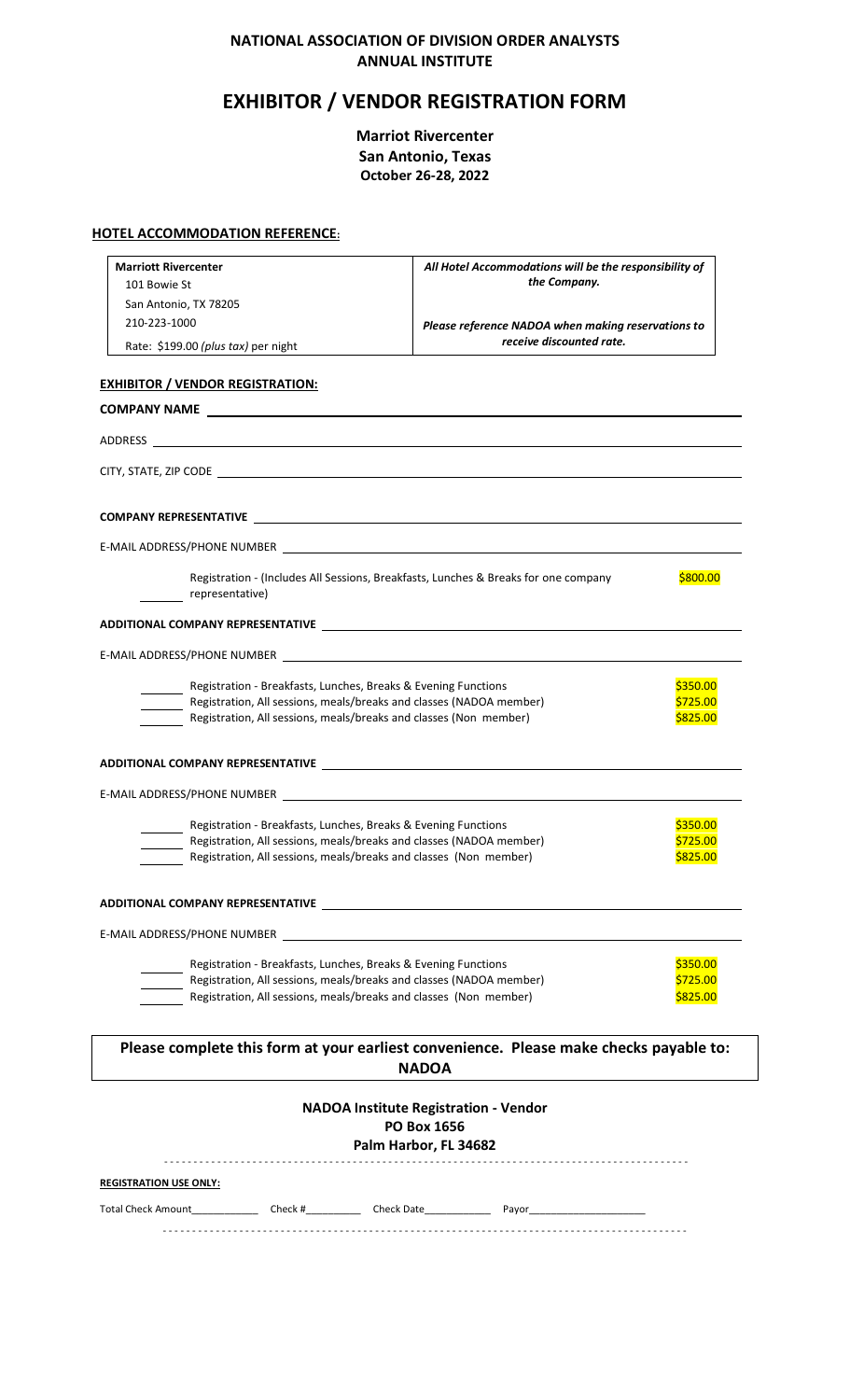## NATIONAL ASSOCIATION OF DIVISION ORDER ANALYSTS
## ANNUAL INSTITUTE

# EXHIBITOR / VENDOR REGISTRATION FORM

**Marriot Rivercenter**
**San Antonio, Texas**
**October 26-28, 2022**

**HOTEL ACCOMMODATION REFERENCE:**

| **Marriott Rivercenter**<br>101 Bowie St<br>San Antonio, TX 78205<br>210-223-1000<br>Rate: $199.00 *(plus tax)* per night | ***All Hotel Accommodations will be the responsibility of the Company.***<br><br>***Please reference NADOA when making reservations to receive discounted rate.*** |
|---|---|

**EXHIBITOR / VENDOR REGISTRATION:**

**COMPANY NAME** ______________________________

ADDRESS ______________________________

CITY, STATE, ZIP CODE ______________________________

**COMPANY REPRESENTATIVE** ______________________________

E-MAIL ADDRESS/PHONE NUMBER ______________________________

_______ Registration - (Includes All Sessions, Breakfasts, Lunches & Breaks for one company representative) $800.00

**ADDITIONAL COMPANY REPRESENTATIVE** ______________________________

E-MAIL ADDRESS/PHONE NUMBER ______________________________

_______ Registration - Breakfasts, Lunches, Breaks & Evening Functions $350.00
_______ Registration, All sessions, meals/breaks and classes (NADOA member) $725.00
_______ Registration, All sessions, meals/breaks and classes (Non member) $825.00

**ADDITIONAL COMPANY REPRESENTATIVE** ______________________________

E-MAIL ADDRESS/PHONE NUMBER ______________________________

_______ Registration - Breakfasts, Lunches, Breaks & Evening Functions $350.00
_______ Registration, All sessions, meals/breaks and classes (NADOA member) $725.00
_______ Registration, All sessions, meals/breaks and classes (Non member) $825.00

**ADDITIONAL COMPANY REPRESENTATIVE** ______________________________

E-MAIL ADDRESS/PHONE NUMBER ______________________________

_______ Registration - Breakfasts, Lunches, Breaks & Evening Functions $350.00
_______ Registration, All sessions, meals/breaks and classes (NADOA member) $725.00
_______ Registration, All sessions, meals/breaks and classes (Non member) $825.00

**Please complete this form at your earliest convenience. Please make checks payable to: NADOA**

**NADOA Institute Registration - Vendor**
**PO Box 1656**
**Palm Harbor, FL 34682**

**REGISTRATION USE ONLY:**

Total Check Amount____________ Check #__________ Check Date____________ Payor____________________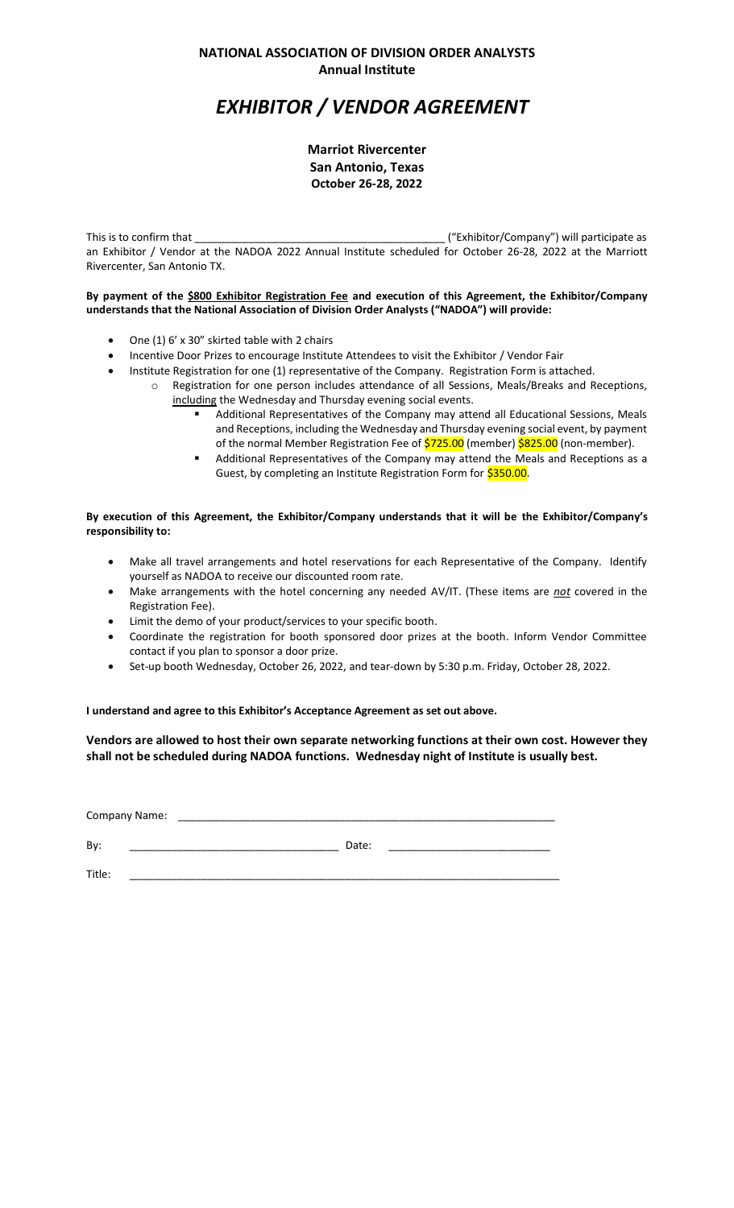**NATIONAL ASSOCIATION OF DIVISION ORDER ANALYSTS**
**Annual Institute**

# *EXHIBITOR / VENDOR AGREEMENT*

**Marriot Rivercenter**
**San Antonio, Texas**
**October 26-28, 2022**

This is to confirm that ________________________________________ ("Exhibitor/Company") will participate as an Exhibitor / Vendor at the NADOA 2022 Annual Institute scheduled for October 26-28, 2022 at the Marriott Rivercenter, San Antonio TX.

**By payment of the <u>$800 Exhibitor Registration Fee</u> and execution of this Agreement, the Exhibitor/Company understands that the National Association of Division Order Analysts ("NADOA") will provide:**

- One (1) 6' x 30" skirted table with 2 chairs
- Incentive Door Prizes to encourage Institute Attendees to visit the Exhibitor / Vendor Fair
- Institute Registration for one (1) representative of the Company. Registration Form is attached.
    - Registration for one person includes attendance of all Sessions, Meals/Breaks and Receptions, <u>including</u> the Wednesday and Thursday evening social events.
        - Additional Representatives of the Company may attend all Educational Sessions, Meals and Receptions, including the Wednesday and Thursday evening social event, by payment of the normal Member Registration Fee of $725.00 (member) $825.00 (non-member).
        - Additional Representatives of the Company may attend the Meals and Receptions as a Guest, by completing an Institute Registration Form for $350.00.

**By execution of this Agreement, the Exhibitor/Company understands that it will be the Exhibitor/Company's responsibility to:**

- Make all travel arrangements and hotel reservations for each Representative of the Company. Identify yourself as NADOA to receive our discounted room rate.
- Make arrangements with the hotel concerning any needed AV/IT. (These items are ***not*** covered in the Registration Fee).
- Limit the demo of your product/services to your specific booth.
- Coordinate the registration for booth sponsored door prizes at the booth. Inform Vendor Committee contact if you plan to sponsor a door prize.
- Set-up booth Wednesday, October 26, 2022, and tear-down by 5:30 p.m. Friday, October 28, 2022.

**I understand and agree to this Exhibitor's Acceptance Agreement as set out above.**

**Vendors are allowed to host their own separate networking functions at their own cost. However they shall not be scheduled during NADOA functions. Wednesday night of Institute is usually best.**

Company Name: ____________________________________________________________

By: __________________________________ Date: ___________________________

Title: ______________________________________________________________________